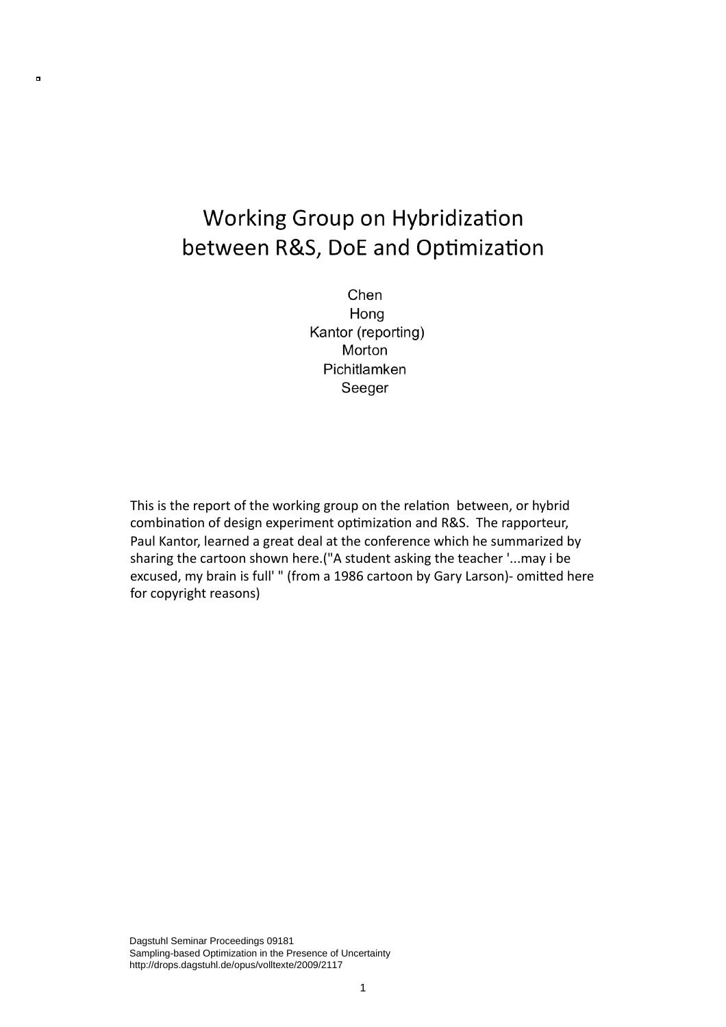# Working Group on Hybridization between R&S, DoE and Optimization

Chen
Hong
Kantor (reporting)
Morton
Pichitlamken
Seeger

This is the report of the working group on the relation between, or hybrid combination of design experiment optimization and R&S. The rapporteur, Paul Kantor, learned a great deal at the conference which he summarized by sharing the cartoon shown here.("A student asking the teacher '...may i be excused, my brain is full' " (from a 1986 cartoon by Gary Larson)- omitted here for copyright reasons)

Dagstuhl Seminar Proceedings 09181
Sampling-based Optimization in the Presence of Uncertainty
http://drops.dagstuhl.de/opus/volltexte/2009/2117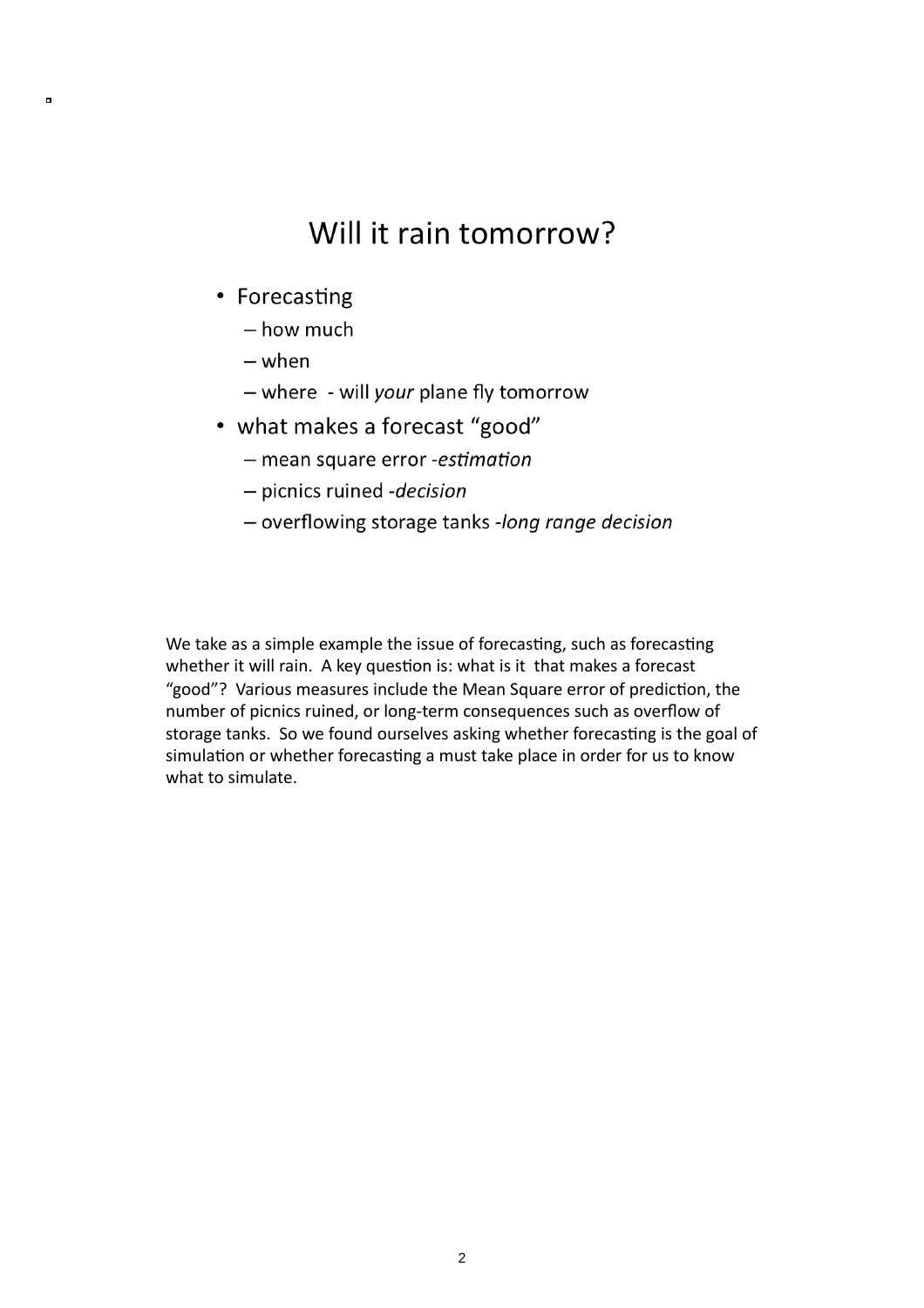# Will it rain tomorrow?

- Forecasting
  - how much
  - when
  - where - will *your* plane fly tomorrow
- what makes a forecast "good"
  - mean square error -*estimation*
  - picnics ruined -*decision*
  - overflowing storage tanks -*long range decision*

We take as a simple example the issue of forecasting, such as forecasting whether it will rain. A key question is: what is it that makes a forecast "good"? Various measures include the Mean Square error of prediction, the number of picnics ruined, or long-term consequences such as overflow of storage tanks. So we found ourselves asking whether forecasting is the goal of simulation or whether forecasting a must take place in order for us to know what to simulate.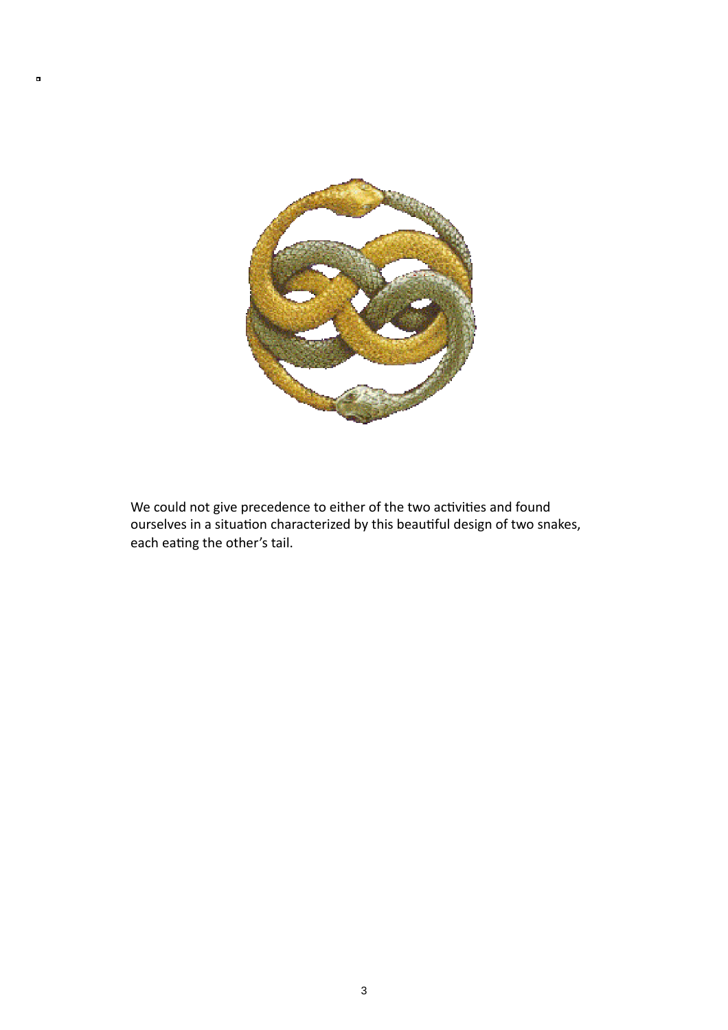We could not give precedence to either of the two activities and found ourselves in a situation characterized by this beautiful design of two snakes, each eating the other's tail.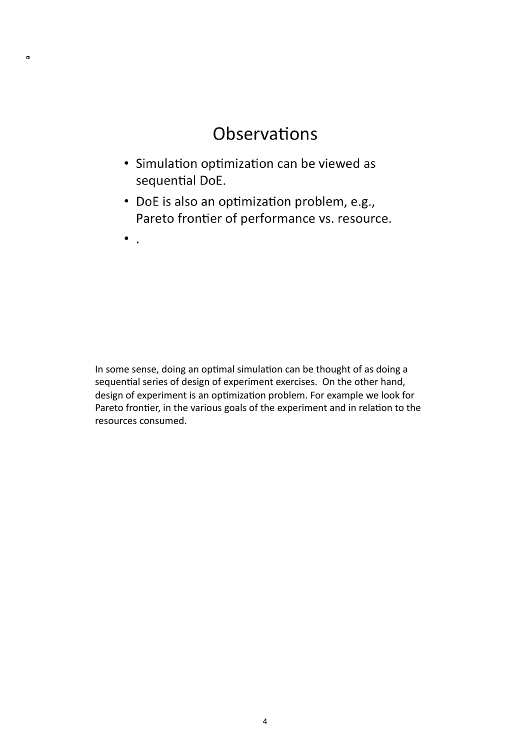# Observations

- Simulation optimization can be viewed as sequential DoE.
- DoE is also an optimization problem, e.g., Pareto frontier of performance vs. resource.
- .

In some sense, doing an optimal simulation can be thought of as doing a sequential series of design of experiment exercises. On the other hand, design of experiment is an optimization problem. For example we look for Pareto frontier, in the various goals of the experiment and in relation to the resources consumed.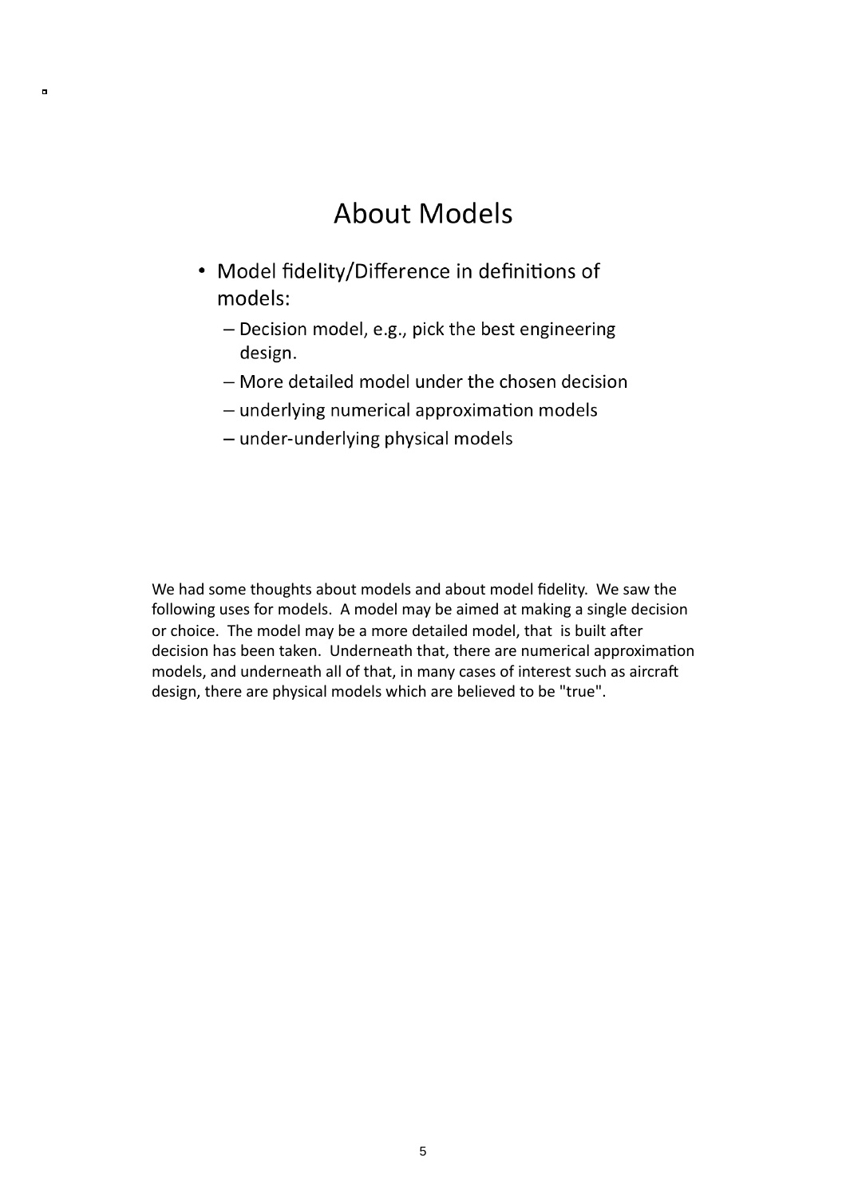# About Models

- Model fidelity/Difference in definitions of models:
  - Decision model, e.g., pick the best engineering design.
  - More detailed model under the chosen decision
  - underlying numerical approximation models
  - under-underlying physical models

We had some thoughts about models and about model fidelity. We saw the following uses for models. A model may be aimed at making a single decision or choice. The model may be a more detailed model, that is built after decision has been taken. Underneath that, there are numerical approximation models, and underneath all of that, in many cases of interest such as aircraft design, there are physical models which are believed to be "true".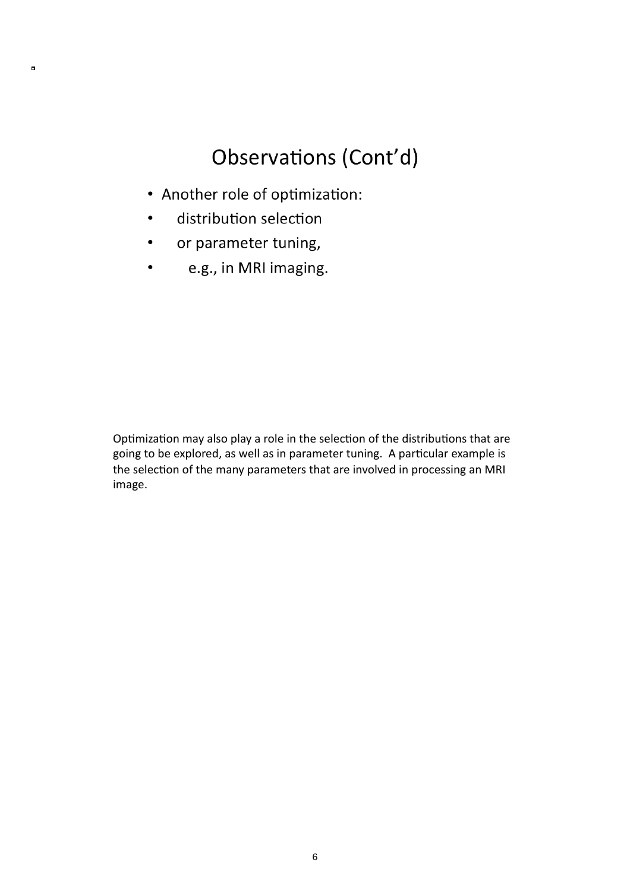## Observations (Cont'd)

- Another role of optimization:
- distribution selection
- or parameter tuning,
- e.g., in MRI imaging.

Optimization may also play a role in the selection of the distributions that are going to be explored, as well as in parameter tuning. A particular example is the selection of the many parameters that are involved in processing an MRI image.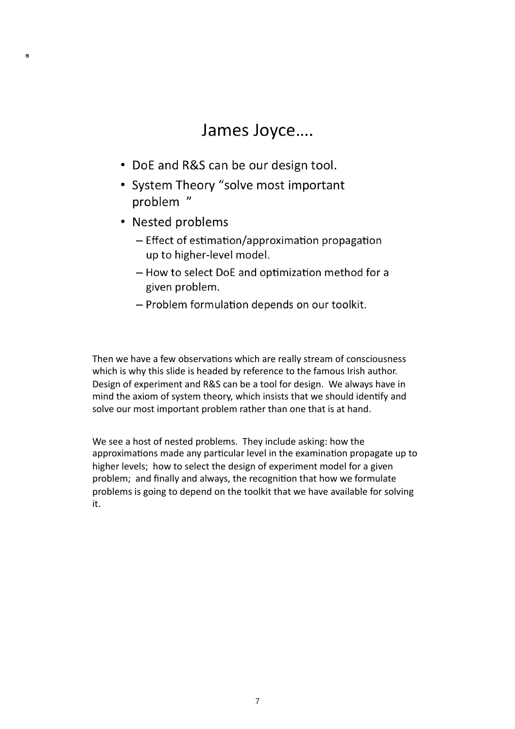## James Joyce….

- DoE and R&S can be our design tool.
- System Theory "solve most important problem "
- Nested problems
  - Effect of estimation/approximation propagation up to higher-level model.
  - How to select DoE and optimization method for a given problem.
  - Problem formulation depends on our toolkit.

Then we have a few observations which are really stream of consciousness which is why this slide is headed by reference to the famous Irish author. Design of experiment and R&S can be a tool for design. We always have in mind the axiom of system theory, which insists that we should identify and solve our most important problem rather than one that is at hand.

We see a host of nested problems. They include asking: how the approximations made any particular level in the examination propagate up to higher levels; how to select the design of experiment model for a given problem; and finally and always, the recognition that how we formulate problems is going to depend on the toolkit that we have available for solving it.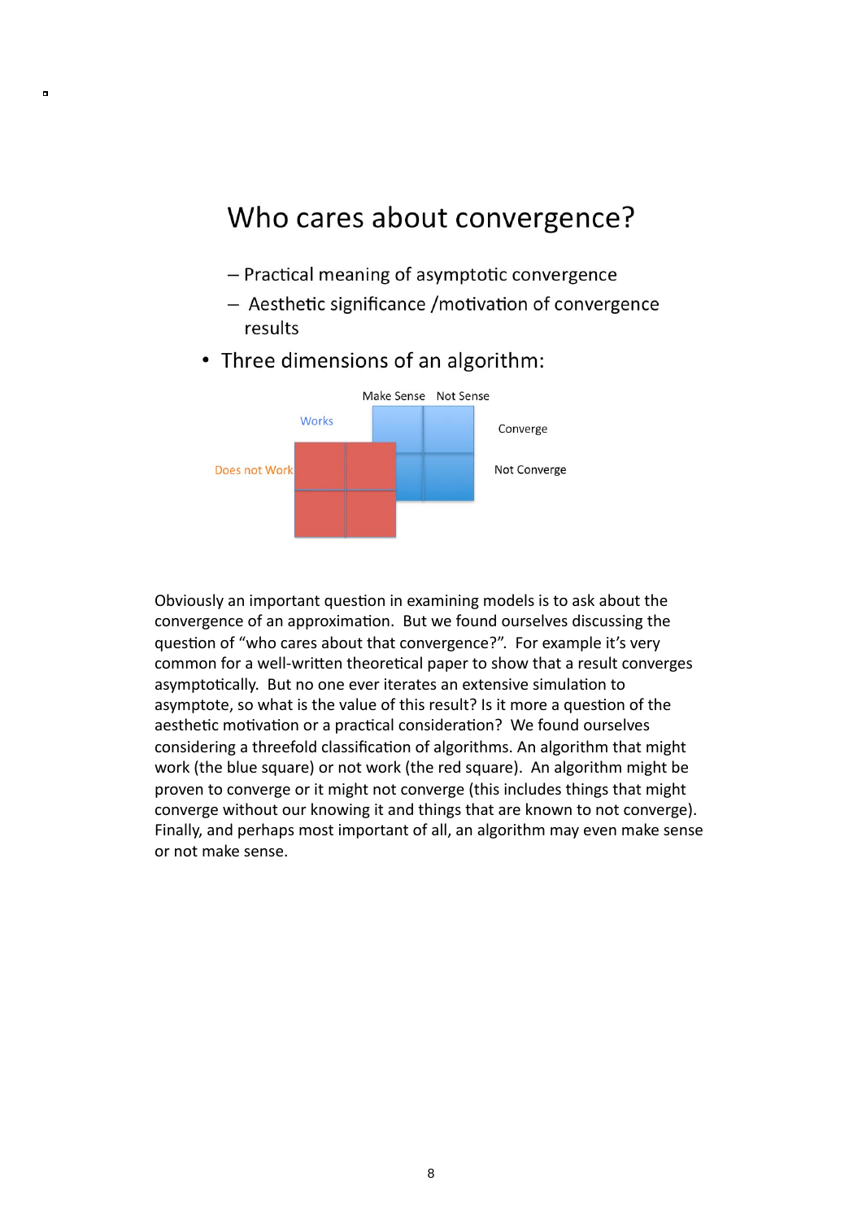## Who cares about convergence?

- Practical meaning of asymptotic convergence
- Aesthetic significance /motivation of convergence results

- Three dimensions of an algorithm:

Make Sense Not Sense

Works

Converge

Does not Work

Not Converge

Obviously an important question in examining models is to ask about the convergence of an approximation. But we found ourselves discussing the question of "who cares about that convergence?". For example it's very common for a well-written theoretical paper to show that a result converges asymptotically. But no one ever iterates an extensive simulation to asymptote, so what is the value of this result? Is it more a question of the aesthetic motivation or a practical consideration? We found ourselves considering a threefold classification of algorithms. An algorithm that might work (the blue square) or not work (the red square). An algorithm might be proven to converge or it might not converge (this includes things that might converge without our knowing it and things that are known to not converge). Finally, and perhaps most important of all, an algorithm may even make sense or not make sense.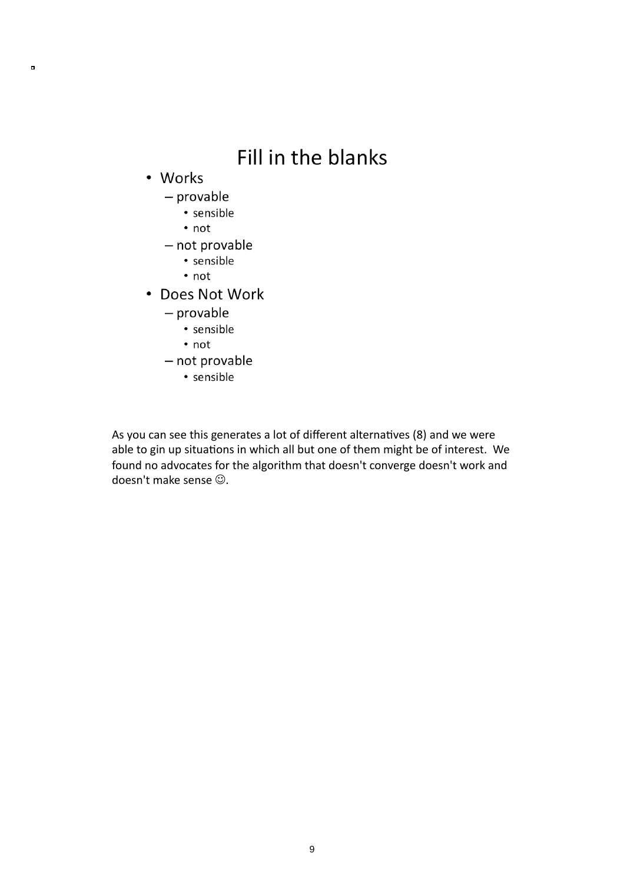# Fill in the blanks

- Works
  - provable
    - sensible
    - not
  - not provable
    - sensible
    - not
- Does Not Work
  - provable
    - sensible
    - not
  - not provable
    - sensible

As you can see this generates a lot of different alternatives (8) and we were able to gin up situations in which all but one of them might be of interest. We found no advocates for the algorithm that doesn't converge doesn't work and doesn't make sense ☺.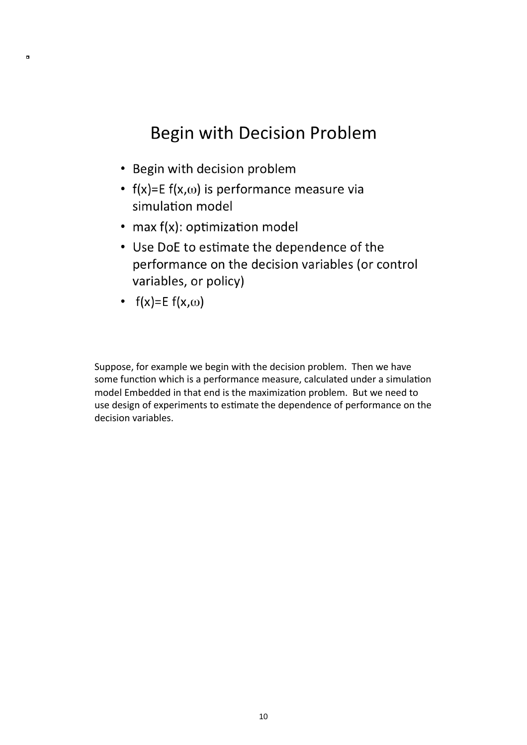# Begin with Decision Problem

- Begin with decision problem
- $f(x)=E\, f(x,\omega)$ is performance measure via simulation model
- max $f(x)$: optimization model
- Use DoE to estimate the dependence of the performance on the decision variables (or control variables, or policy)
- $f(x)=E\, f(x,\omega)$

Suppose, for example we begin with the decision problem. Then we have some function which is a performance measure, calculated under a simulation model Embedded in that end is the maximization problem. But we need to use design of experiments to estimate the dependence of performance on the decision variables.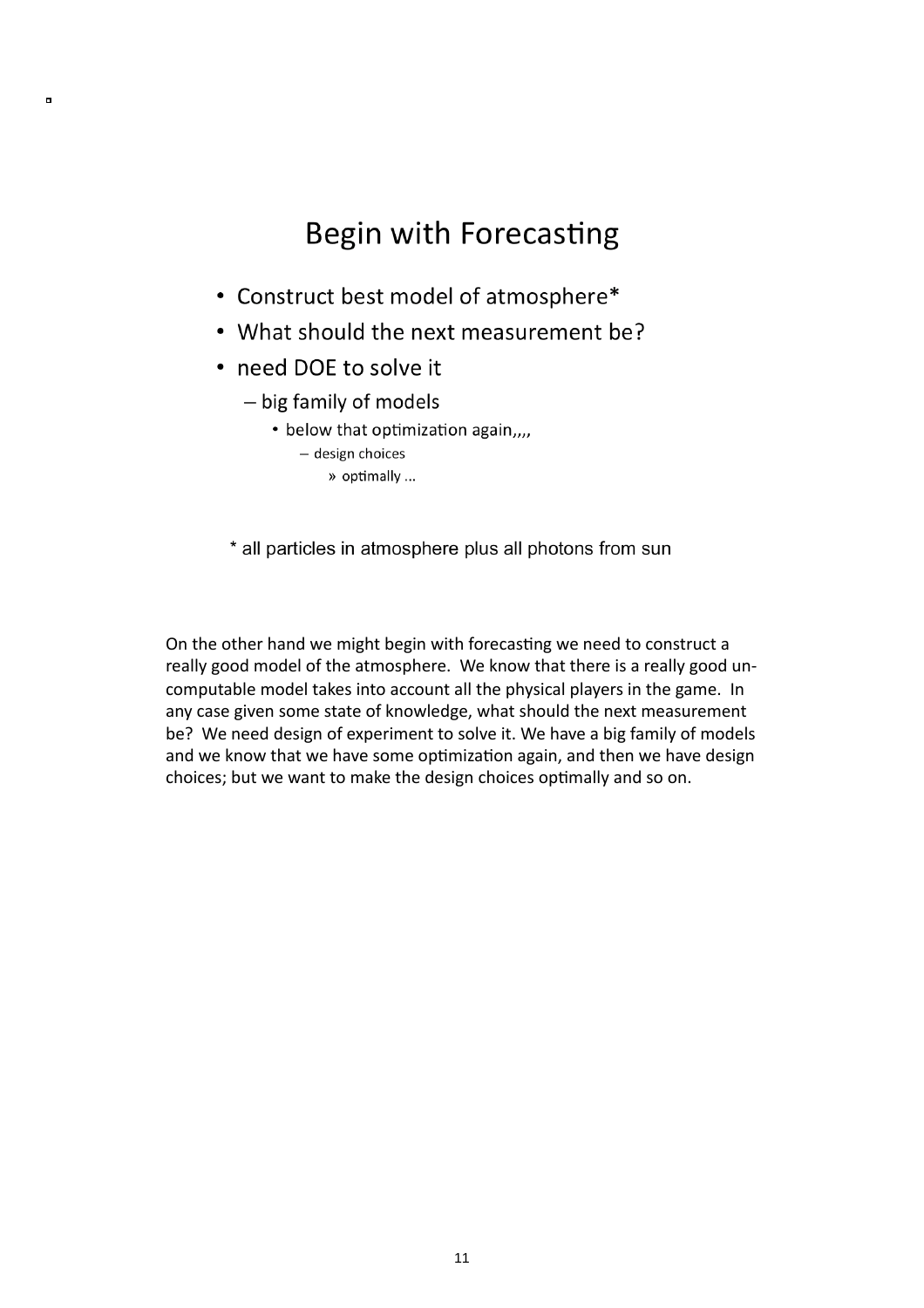# Begin with Forecasting

- Construct best model of atmosphere*
- What should the next measurement be?
- need DOE to solve it
  - big family of models
    - below that optimization again,,,,
      - design choices
        - » optimally ...

\* all particles in atmosphere plus all photons from sun

On the other hand we might begin with forecasting we need to construct a really good model of the atmosphere. We know that there is a really good un-computable model takes into account all the physical players in the game. In any case given some state of knowledge, what should the next measurement be? We need design of experiment to solve it. We have a big family of models and we know that we have some optimization again, and then we have design choices; but we want to make the design choices optimally and so on.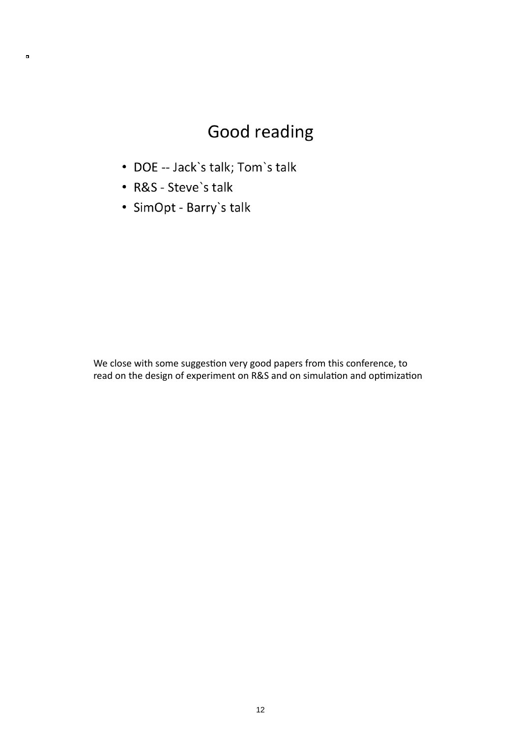# Good reading

- DOE -- Jack`s talk; Tom`s talk
- R&S - Steve`s talk
- SimOpt - Barry`s talk

We close with some suggestion very good papers from this conference, to read on the design of experiment on R&S and on simulation and optimization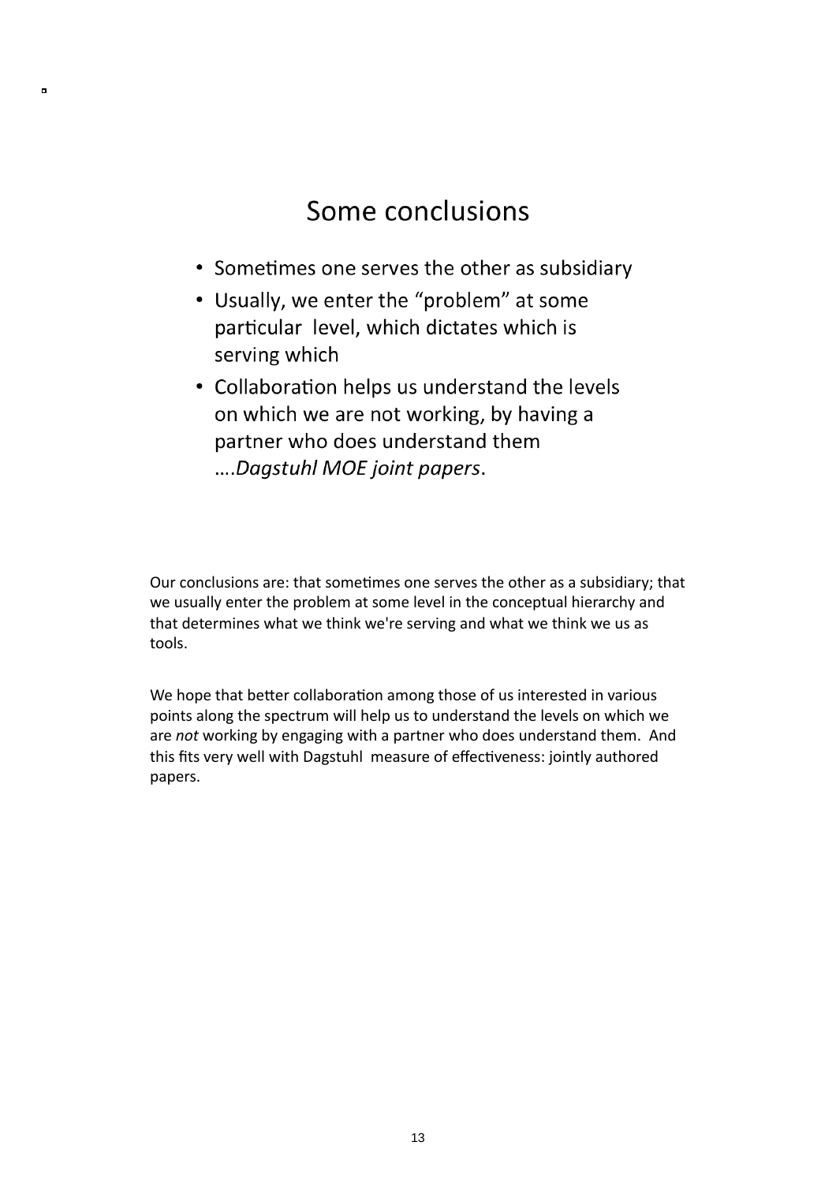## Some conclusions

- Sometimes one serves the other as subsidiary
- Usually, we enter the "problem" at some particular level, which dictates which is serving which
- Collaboration helps us understand the levels on which we are not working, by having a partner who does understand them ….*Dagstuhl MOE joint papers*.

Our conclusions are: that sometimes one serves the other as a subsidiary; that we usually enter the problem at some level in the conceptual hierarchy and that determines what we think we're serving and what we think we us as tools.

We hope that better collaboration among those of us interested in various points along the spectrum will help us to understand the levels on which we are *not* working by engaging with a partner who does understand them. And this fits very well with Dagstuhl measure of effectiveness: jointly authored papers.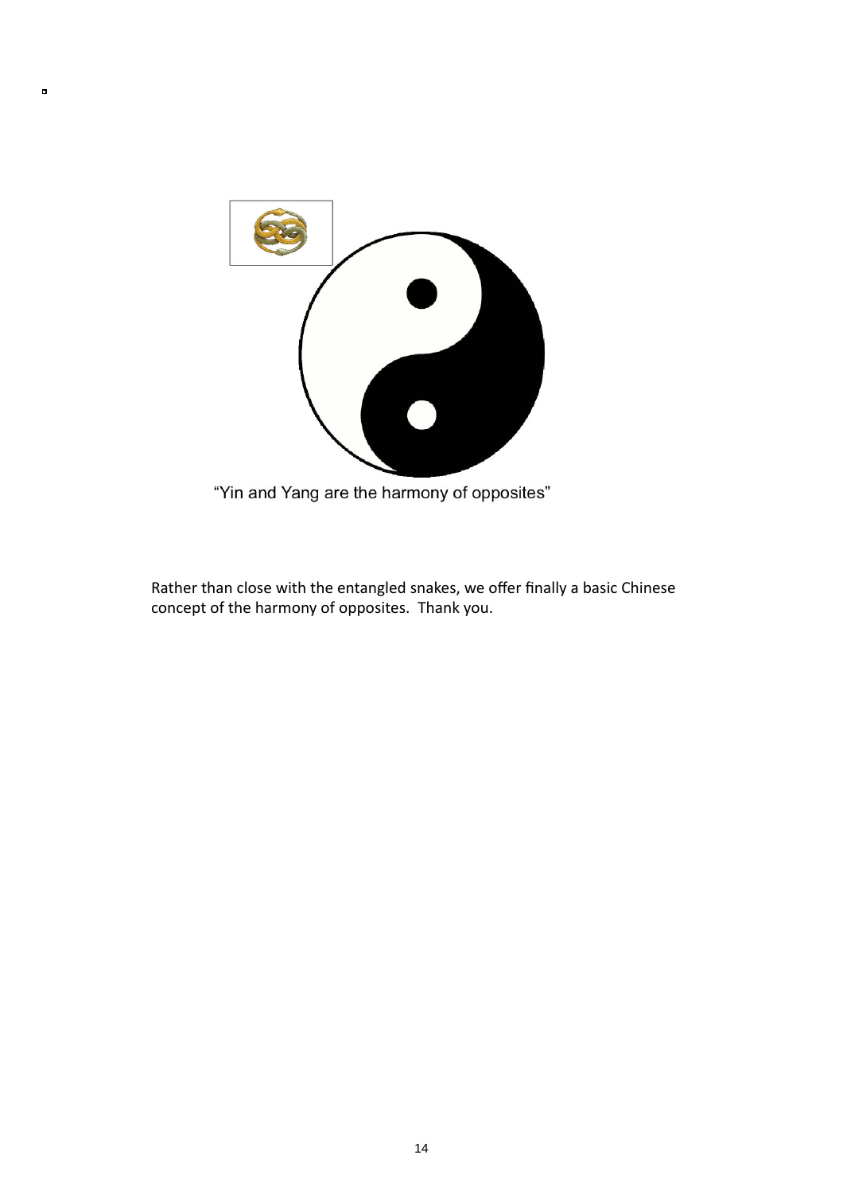"Yin and Yang are the harmony of opposites"

Rather than close with the entangled snakes, we offer finally a basic Chinese concept of the harmony of opposites.  Thank you.